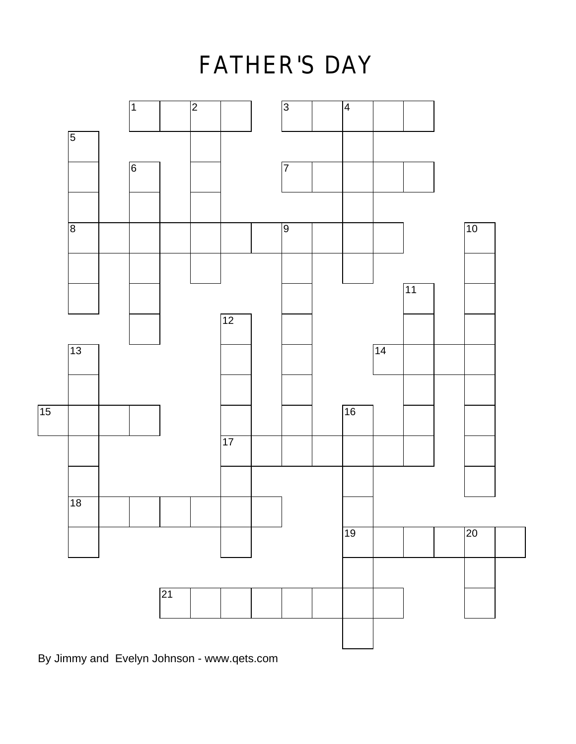# FATHER'S DAY

By Jimmy and Evelyn Johnson - www.qets.com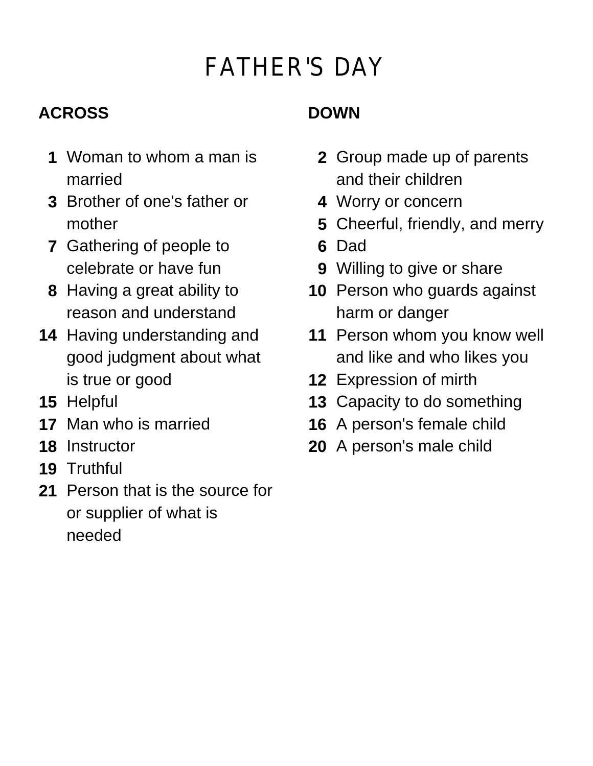# FATHER'S DAY

## ACROSS

1. Woman to whom a man is married
3. Brother of one's father or mother
7. Gathering of people to celebrate or have fun
8. Having a great ability to reason and understand
14. Having understanding and good judgment about what is true or good
15. Helpful
17. Man who is married
18. Instructor
19. Truthful
21. Person that is the source for or supplier of what is needed

## DOWN

2. Group made up of parents and their children
4. Worry or concern
5. Cheerful, friendly, and merry
6. Dad
9. Willing to give or share
10. Person who guards against harm or danger
11. Person whom you know well and like and who likes you
12. Expression of mirth
13. Capacity to do something
16. A person's female child
20. A person's male child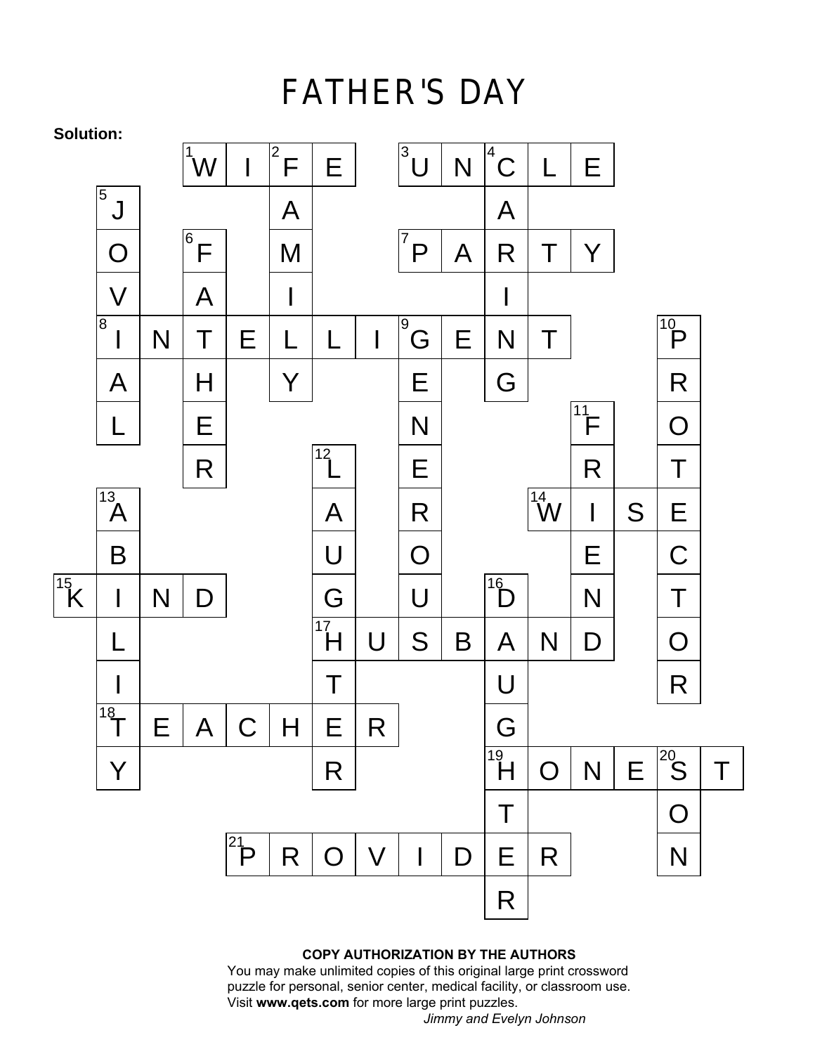# FATHER'S DAY

**Solution:**

| | | | | | | | | | | | | | | | |
|---|---|---|---|---|---|---|---|---|---|---|---|---|---|---|---|
| | | | 1 W | I | 2 F | E | | 3 U | N | 4 C | L | E | | | |
| | 5 J | | | | A | | | | | A | | | | | |
| | O | | 6 F | | M | | | 7 P | A | R | T | Y | | | |
| | V | | A | | I | | | | | I | | | | | |
| | 8 I | N | T | E | L | L | I | 9 G | E | N | T | | | 10 P | |
| | A | | H | | Y | | | E | | G | | | | R | |
| | L | | E | | | | | N | | | | 11 F | | O | |
| | | | R | | | 12 L | | E | | | | R | | T | |
| | 13 A | | | | | A | | R | | | 14 W | I | S | E | |
| | B | | | | | U | | O | | | | E | | C | |
| 15 K | I | N | D | | | G | | U | | 16 D | | N | | T | |
| | L | | | | | 17 H | U | S | B | A | N | D | | O | |
| | I | | | | | T | | | | U | | | | R | |
| | 18 T | E | A | C | H | E | R | | | G | | | | | |
| | Y | | | | | R | | | | 19 H | O | N | E | 20 S | T |
| | | | | | | | | | | T | | | | O | |
| | | | | 21 P | R | O | V | I | D | E | R | | | N | |
| | | | | | | | | | | R | | | | | |

**COPY AUTHORIZATION BY THE AUTHORS**

You may make unlimited copies of this original large print crossword puzzle for personal, senior center, medical facility, or classroom use. Visit **www.qets.com** for more large print puzzles.

*Jimmy and Evelyn Johnson*